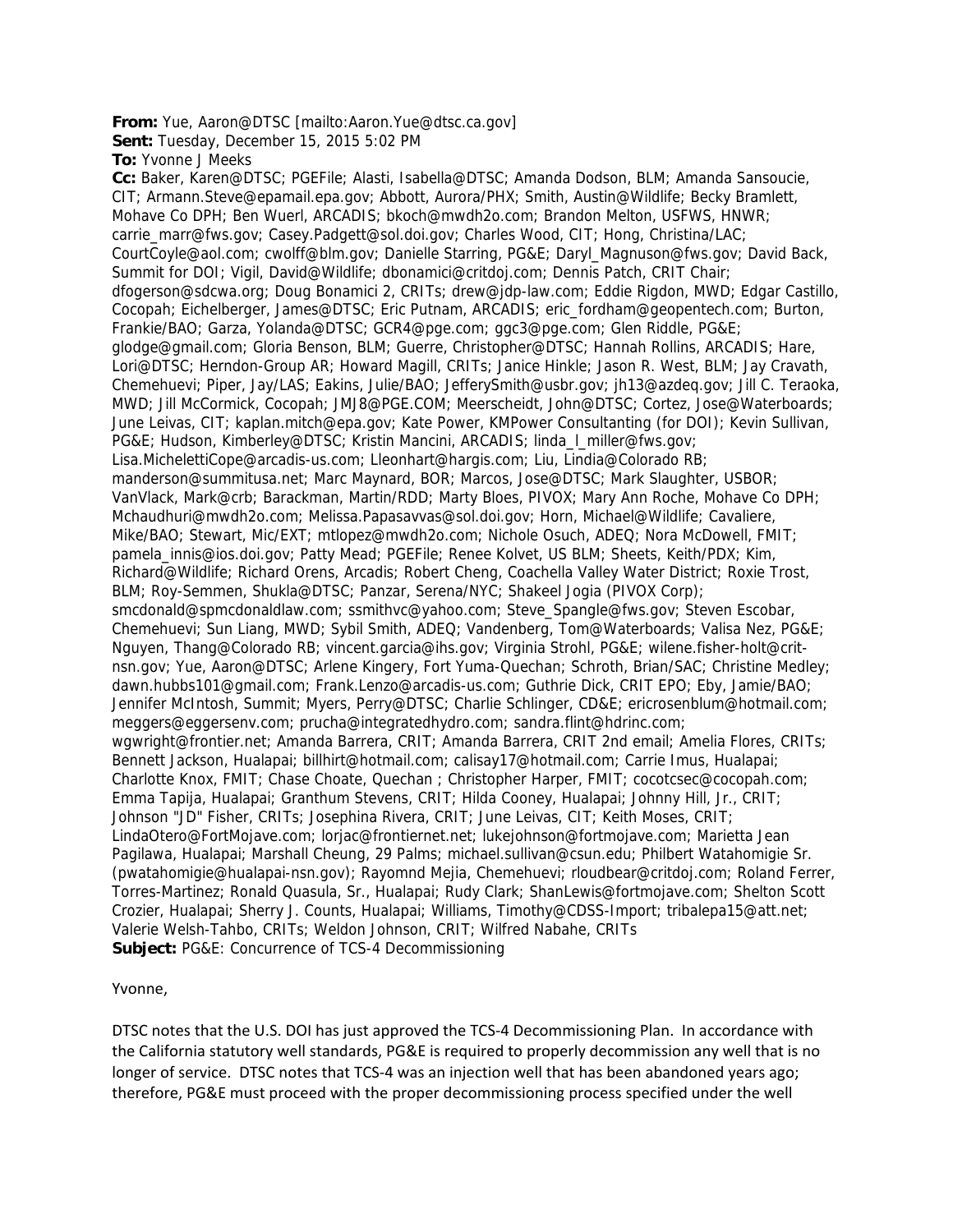**From:** Yue, Aaron@DTSC [mailto:Aaron.Yue@dtsc.ca.gov]
**Sent:** Tuesday, December 15, 2015 5:02 PM
**To:** Yvonne J Meeks
**Cc:** Baker, Karen@DTSC; PGEFile; Alasti, Isabella@DTSC; Amanda Dodson, BLM; Amanda Sansoucie, CIT; Armann.Steve@epamail.epa.gov; Abbott, Aurora/PHX; Smith, Austin@Wildlife; Becky Bramlett, Mohave Co DPH; Ben Wuerl, ARCADIS; bkoch@mwdh2o.com; Brandon Melton, USFWS, HNWR; carrie_marr@fws.gov; Casey.Padgett@sol.doi.gov; Charles Wood, CIT; Hong, Christina/LAC; CourtCoyle@aol.com; cwolff@blm.gov; Danielle Starring, PG&E; Daryl_Magnuson@fws.gov; David Back, Summit for DOI; Vigil, David@Wildlife; dbonamici@critdoj.com; Dennis Patch, CRIT Chair; dfogerson@sdcwa.org; Doug Bonamici 2, CRITs; drew@jdp-law.com; Eddie Rigdon, MWD; Edgar Castillo, Cocopah; Eichelberger, James@DTSC; Eric Putnam, ARCADIS; eric_fordham@geopentech.com; Burton, Frankie/BAO; Garza, Yolanda@DTSC; GCR4@pge.com; ggc3@pge.com; Glen Riddle, PG&E; glodge@gmail.com; Gloria Benson, BLM; Guerre, Christopher@DTSC; Hannah Rollins, ARCADIS; Hare, Lori@DTSC; Herndon-Group AR; Howard Magill, CRITs; Janice Hinkle; Jason R. West, BLM; Jay Cravath, Chemehuevi; Piper, Jay/LAS; Eakins, Julie/BAO; JefferySmith@usbr.gov; jh13@azdeq.gov; Jill C. Teraoka, MWD; Jill McCormick, Cocopah; JMJ8@PGE.COM; Meerscheidt, John@DTSC; Cortez, Jose@Waterboards; June Leivas, CIT; kaplan.mitch@epa.gov; Kate Power, KMPower Consultanting (for DOI); Kevin Sullivan, PG&E; Hudson, Kimberley@DTSC; Kristin Mancini, ARCADIS; linda_l_miller@fws.gov; Lisa.MichelettiCope@arcadis-us.com; Lleonhart@hargis.com; Liu, Lindia@Colorado RB; manderson@summitusa.net; Marc Maynard, BOR; Marcos, Jose@DTSC; Mark Slaughter, USBOR; VanVlack, Mark@crb; Barackman, Martin/RDD; Marty Bloes, PIVOX; Mary Ann Roche, Mohave Co DPH; Mchaudhuri@mwdh2o.com; Melissa.Papasavvas@sol.doi.gov; Horn, Michael@Wildlife; Cavaliere, Mike/BAO; Stewart, Mic/EXT; mtlopez@mwdh2o.com; Nichole Osuch, ADEQ; Nora McDowell, FMIT; pamela_innis@ios.doi.gov; Patty Mead; PGEFile; Renee Kolvet, US BLM; Sheets, Keith/PDX; Kim, Richard@Wildlife; Richard Orens, Arcadis; Robert Cheng, Coachella Valley Water District; Roxie Trost, BLM; Roy-Semmen, Shukla@DTSC; Panzar, Serena/NYC; Shakeel Jogia (PIVOX Corp); smcdonald@spmcdonaldlaw.com; ssmithvc@yahoo.com; Steve_Spangle@fws.gov; Steven Escobar, Chemehuevi; Sun Liang, MWD; Sybil Smith, ADEQ; Vandenberg, Tom@Waterboards; Valisa Nez, PG&E; Nguyen, Thang@Colorado RB; vincent.garcia@ihs.gov; Virginia Strohl, PG&E; wilene.fisher-holt@crit-nsn.gov; Yue, Aaron@DTSC; Arlene Kingery, Fort Yuma-Quechan; Schroth, Brian/SAC; Christine Medley; dawn.hubbs101@gmail.com; Frank.Lenzo@arcadis-us.com; Guthrie Dick, CRIT EPO; Eby, Jamie/BAO; Jennifer McIntosh, Summit; Myers, Perry@DTSC; Charlie Schlinger, CD&E; ericrosenblum@hotmail.com; meggers@eggersenv.com; prucha@integratedhydro.com; sandra.flint@hdrinc.com; wgwright@frontier.net; Amanda Barrera, CRIT; Amanda Barrera, CRIT 2nd email; Amelia Flores, CRITs; Bennett Jackson, Hualapai; billhirt@hotmail.com; calisay17@hotmail.com; Carrie Imus, Hualapai; Charlotte Knox, FMIT; Chase Choate, Quechan ; Christopher Harper, FMIT; cocotcsec@cocopah.com; Emma Tapija, Hualapai; Granthum Stevens, CRIT; Hilda Cooney, Hualapai; Johnny Hill, Jr., CRIT; Johnson "JD" Fisher, CRITs; Josephina Rivera, CRIT; June Leivas, CIT; Keith Moses, CRIT; LindaOtero@FortMojave.com; lorjac@frontiernet.net; lukejohnson@fortmojave.com; Marietta Jean Pagilawa, Hualapai; Marshall Cheung, 29 Palms; michael.sullivan@csun.edu; Philbert Watahomigie Sr. (pwatahomigie@hualapai-nsn.gov); Rayomnd Mejia, Chemehuevi; rloudbear@critdoj.com; Roland Ferrer, Torres-Martinez; Ronald Quasula, Sr., Hualapai; Rudy Clark; ShanLewis@fortmojave.com; Shelton Scott Crozier, Hualapai; Sherry J. Counts, Hualapai; Williams, Timothy@CDSS-Import; tribalepa15@att.net; Valerie Welsh-Tahbo, CRITs; Weldon Johnson, CRIT; Wilfred Nabahe, CRITs
**Subject:** PG&E: Concurrence of TCS-4 Decommissioning

Yvonne,

DTSC notes that the U.S. DOI has just approved the TCS-4 Decommissioning Plan. In accordance with the California statutory well standards, PG&E is required to properly decommission any well that is no longer of service. DTSC notes that TCS-4 was an injection well that has been abandoned years ago; therefore, PG&E must proceed with the proper decommissioning process specified under the well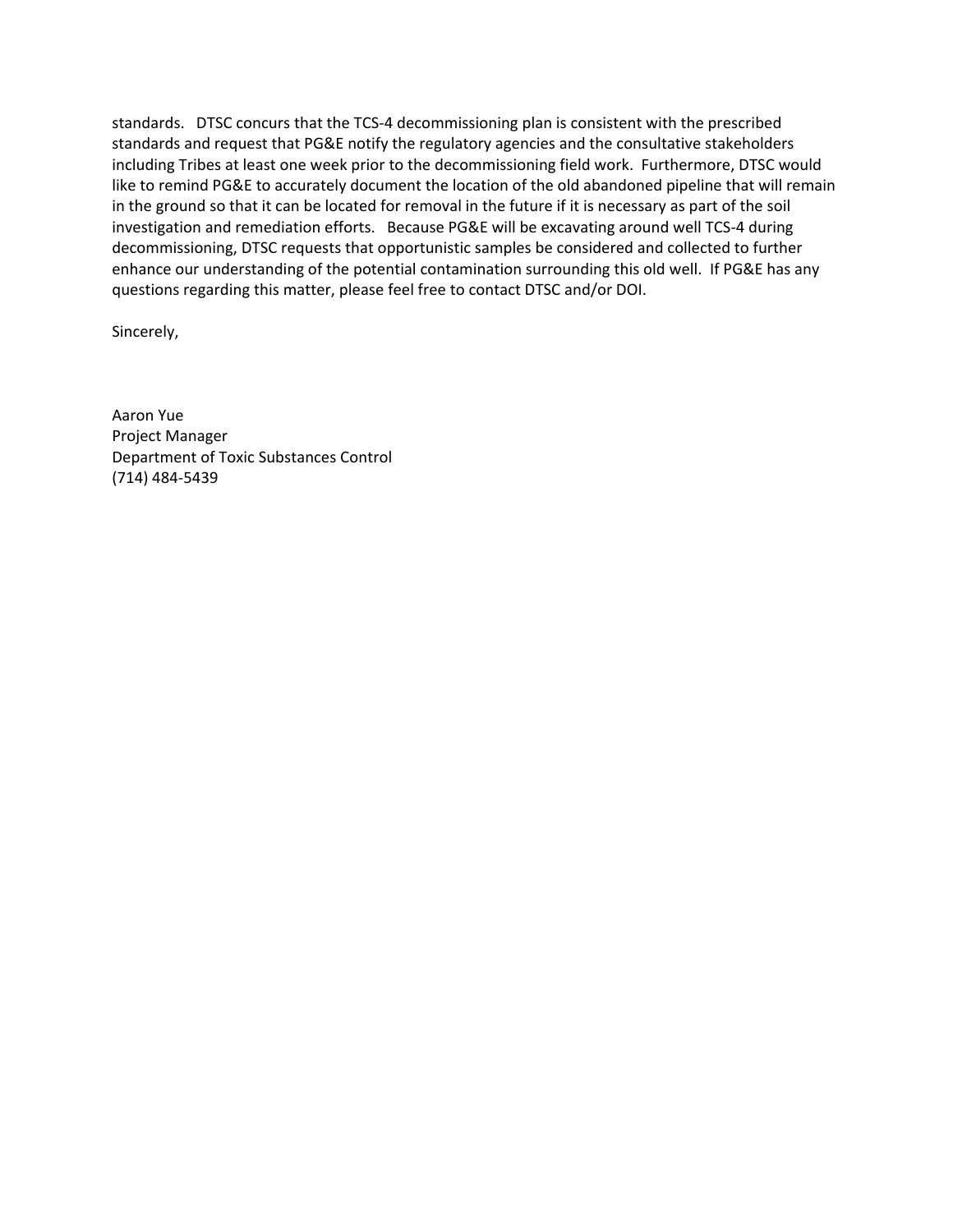standards. DTSC concurs that the TCS-4 decommissioning plan is consistent with the prescribed standards and request that PG&E notify the regulatory agencies and the consultative stakeholders including Tribes at least one week prior to the decommissioning field work. Furthermore, DTSC would like to remind PG&E to accurately document the location of the old abandoned pipeline that will remain in the ground so that it can be located for removal in the future if it is necessary as part of the soil investigation and remediation efforts. Because PG&E will be excavating around well TCS-4 during decommissioning, DTSC requests that opportunistic samples be considered and collected to further enhance our understanding of the potential contamination surrounding this old well. If PG&E has any questions regarding this matter, please feel free to contact DTSC and/or DOI.

Sincerely,

Aaron Yue
Project Manager
Department of Toxic Substances Control
(714) 484-5439